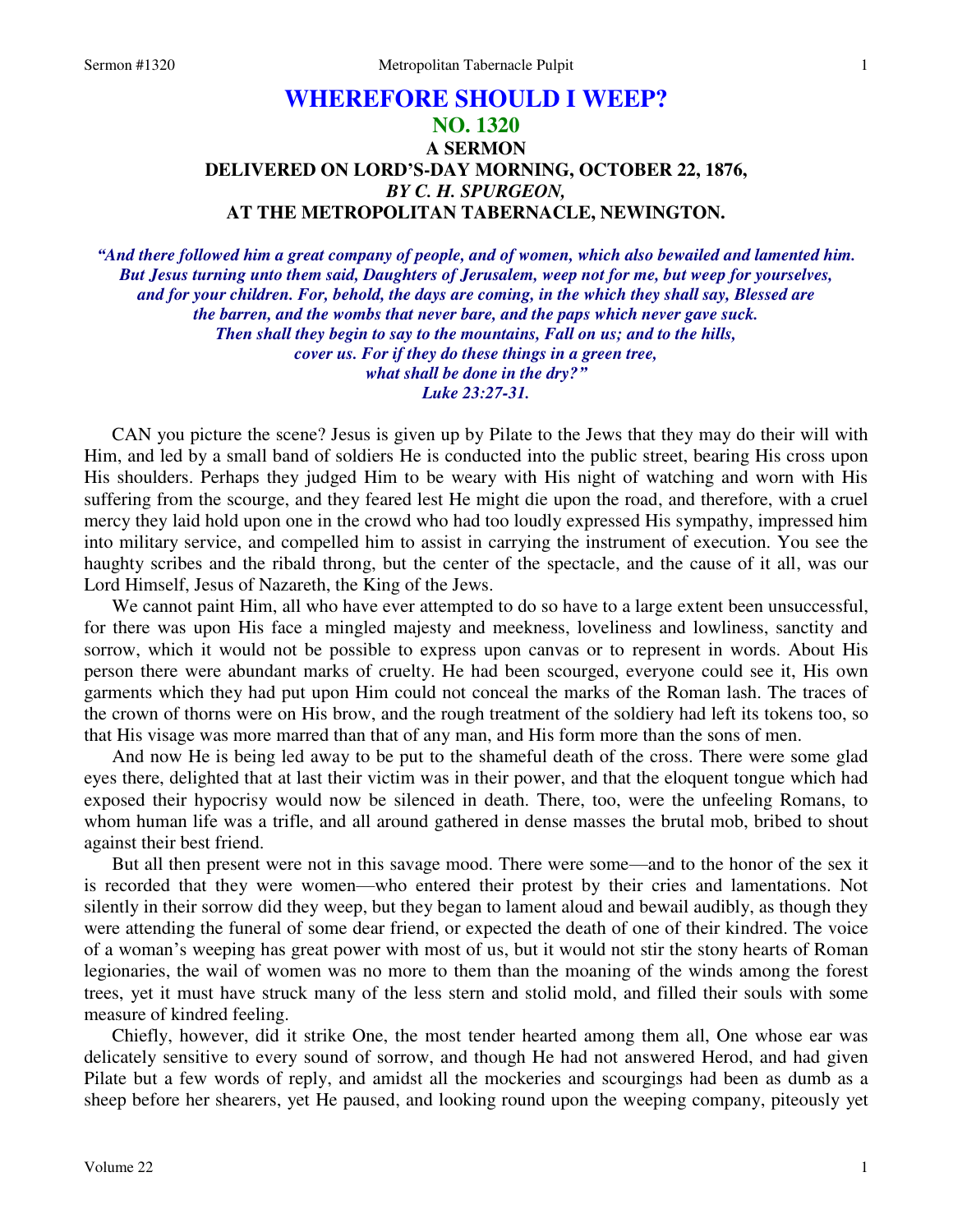# WHEREFORE SHOULD I WEEP?

## NO. 1320

### A SERMON
### DELIVERED ON LORD'S-DAY MORNING, OCTOBER 22, 1876,
### *BY C. H. SPURGEON,*
### AT THE METROPOLITAN TABERNACLE, NEWINGTON.

*"And there followed him a great company of people, and of women, which also bewailed and lamented him. But Jesus turning unto them said, Daughters of Jerusalem, weep not for me, but weep for yourselves, and for your children. For, behold, the days are coming, in the which they shall say, Blessed are the barren, and the wombs that never bare, and the paps which never gave suck. Then shall they begin to say to the mountains, Fall on us; and to the hills, cover us. For if they do these things in a green tree, what shall be done in the dry?"*
*Luke 23:27-31.*

CAN you picture the scene? Jesus is given up by Pilate to the Jews that they may do their will with Him, and led by a small band of soldiers He is conducted into the public street, bearing His cross upon His shoulders. Perhaps they judged Him to be weary with His night of watching and worn with His suffering from the scourge, and they feared lest He might die upon the road, and therefore, with a cruel mercy they laid hold upon one in the crowd who had too loudly expressed His sympathy, impressed him into military service, and compelled him to assist in carrying the instrument of execution. You see the haughty scribes and the ribald throng, but the center of the spectacle, and the cause of it all, was our Lord Himself, Jesus of Nazareth, the King of the Jews.

We cannot paint Him, all who have ever attempted to do so have to a large extent been unsuccessful, for there was upon His face a mingled majesty and meekness, loveliness and lowliness, sanctity and sorrow, which it would not be possible to express upon canvas or to represent in words. About His person there were abundant marks of cruelty. He had been scourged, everyone could see it, His own garments which they had put upon Him could not conceal the marks of the Roman lash. The traces of the crown of thorns were on His brow, and the rough treatment of the soldiery had left its tokens too, so that His visage was more marred than that of any man, and His form more than the sons of men.

And now He is being led away to be put to the shameful death of the cross. There were some glad eyes there, delighted that at last their victim was in their power, and that the eloquent tongue which had exposed their hypocrisy would now be silenced in death. There, too, were the unfeeling Romans, to whom human life was a trifle, and all around gathered in dense masses the brutal mob, bribed to shout against their best friend.

But all then present were not in this savage mood. There were some—and to the honor of the sex it is recorded that they were women—who entered their protest by their cries and lamentations. Not silently in their sorrow did they weep, but they began to lament aloud and bewail audibly, as though they were attending the funeral of some dear friend, or expected the death of one of their kindred. The voice of a woman's weeping has great power with most of us, but it would not stir the stony hearts of Roman legionaries, the wail of women was no more to them than the moaning of the winds among the forest trees, yet it must have struck many of the less stern and stolid mold, and filled their souls with some measure of kindred feeling.

Chiefly, however, did it strike One, the most tender hearted among them all, One whose ear was delicately sensitive to every sound of sorrow, and though He had not answered Herod, and had given Pilate but a few words of reply, and amidst all the mockeries and scourgings had been as dumb as a sheep before her shearers, yet He paused, and looking round upon the weeping company, piteously yet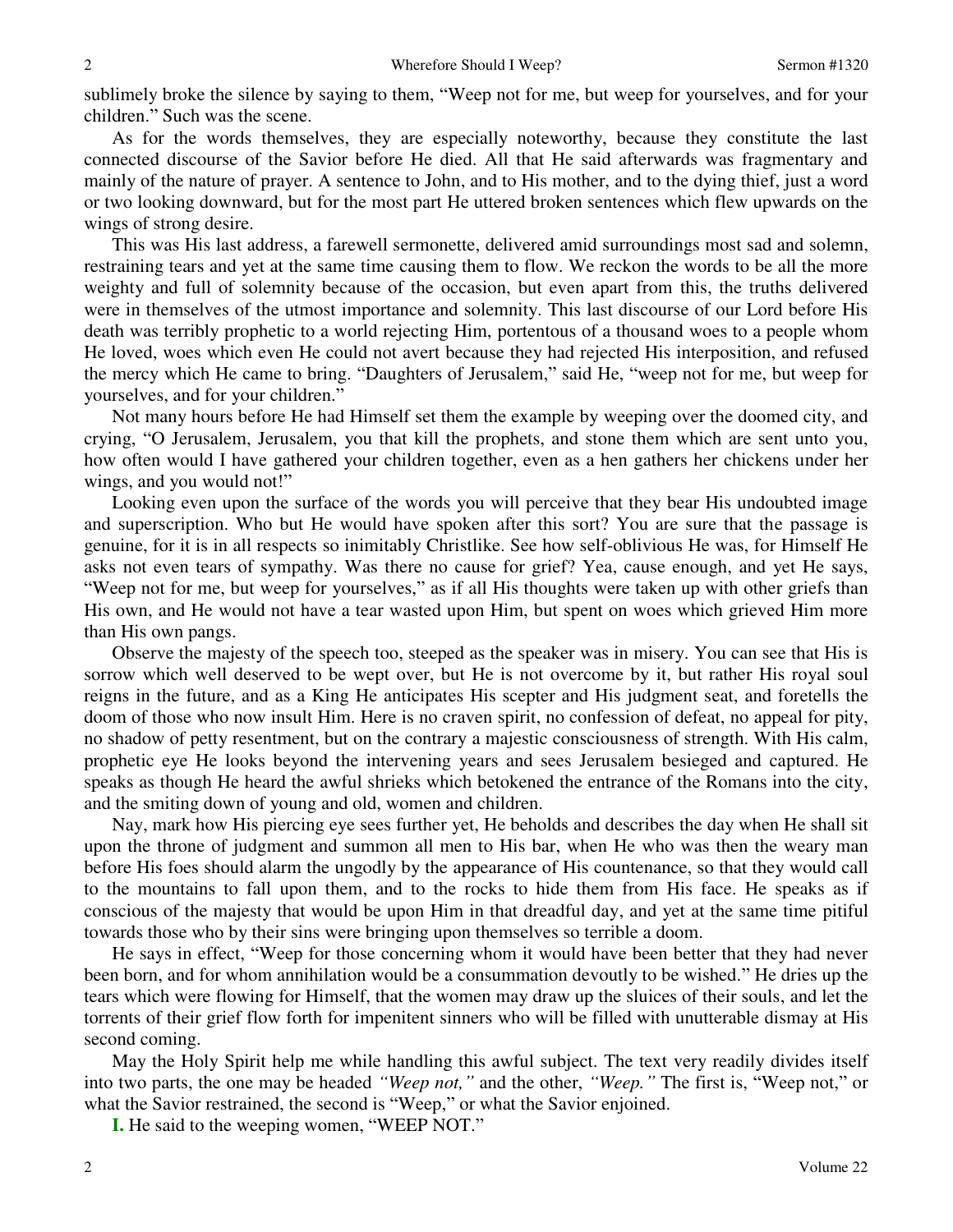sublimely broke the silence by saying to them, "Weep not for me, but weep for yourselves, and for your children." Such was the scene.

As for the words themselves, they are especially noteworthy, because they constitute the last connected discourse of the Savior before He died. All that He said afterwards was fragmentary and mainly of the nature of prayer. A sentence to John, and to His mother, and to the dying thief, just a word or two looking downward, but for the most part He uttered broken sentences which flew upwards on the wings of strong desire.

This was His last address, a farewell sermonette, delivered amid surroundings most sad and solemn, restraining tears and yet at the same time causing them to flow. We reckon the words to be all the more weighty and full of solemnity because of the occasion, but even apart from this, the truths delivered were in themselves of the utmost importance and solemnity. This last discourse of our Lord before His death was terribly prophetic to a world rejecting Him, portentous of a thousand woes to a people whom He loved, woes which even He could not avert because they had rejected His interposition, and refused the mercy which He came to bring. "Daughters of Jerusalem," said He, "weep not for me, but weep for yourselves, and for your children."

Not many hours before He had Himself set them the example by weeping over the doomed city, and crying, "O Jerusalem, Jerusalem, you that kill the prophets, and stone them which are sent unto you, how often would I have gathered your children together, even as a hen gathers her chickens under her wings, and you would not!"

Looking even upon the surface of the words you will perceive that they bear His undoubted image and superscription. Who but He would have spoken after this sort? You are sure that the passage is genuine, for it is in all respects so inimitably Christlike. See how self-oblivious He was, for Himself He asks not even tears of sympathy. Was there no cause for grief? Yea, cause enough, and yet He says, "Weep not for me, but weep for yourselves," as if all His thoughts were taken up with other griefs than His own, and He would not have a tear wasted upon Him, but spent on woes which grieved Him more than His own pangs.

Observe the majesty of the speech too, steeped as the speaker was in misery. You can see that His is sorrow which well deserved to be wept over, but He is not overcome by it, but rather His royal soul reigns in the future, and as a King He anticipates His scepter and His judgment seat, and foretells the doom of those who now insult Him. Here is no craven spirit, no confession of defeat, no appeal for pity, no shadow of petty resentment, but on the contrary a majestic consciousness of strength. With His calm, prophetic eye He looks beyond the intervening years and sees Jerusalem besieged and captured. He speaks as though He heard the awful shrieks which betokened the entrance of the Romans into the city, and the smiting down of young and old, women and children.

Nay, mark how His piercing eye sees further yet, He beholds and describes the day when He shall sit upon the throne of judgment and summon all men to His bar, when He who was then the weary man before His foes should alarm the ungodly by the appearance of His countenance, so that they would call to the mountains to fall upon them, and to the rocks to hide them from His face. He speaks as if conscious of the majesty that would be upon Him in that dreadful day, and yet at the same time pitiful towards those who by their sins were bringing upon themselves so terrible a doom.

He says in effect, "Weep for those concerning whom it would have been better that they had never been born, and for whom annihilation would be a consummation devoutly to be wished." He dries up the tears which were flowing for Himself, that the women may draw up the sluices of their souls, and let the torrents of their grief flow forth for impenitent sinners who will be filled with unutterable dismay at His second coming.

May the Holy Spirit help me while handling this awful subject. The text very readily divides itself into two parts, the one may be headed *"Weep not,"* and the other, *"Weep."* The first is, "Weep not," or what the Savior restrained, the second is "Weep," or what the Savior enjoined.

**I.** He said to the weeping women, "WEEP NOT."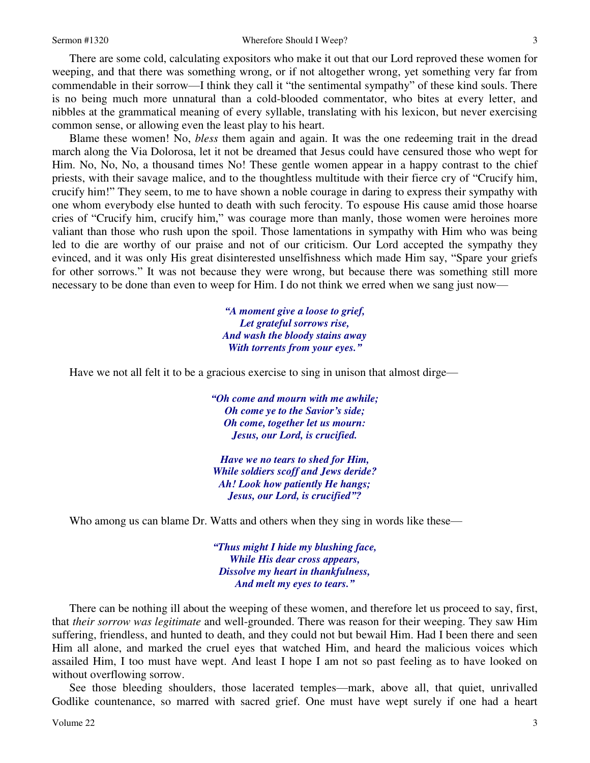There are some cold, calculating expositors who make it out that our Lord reproved these women for weeping, and that there was something wrong, or if not altogether wrong, yet something very far from commendable in their sorrow—I think they call it "the sentimental sympathy" of these kind souls. There is no being much more unnatural than a cold-blooded commentator, who bites at every letter, and nibbles at the grammatical meaning of every syllable, translating with his lexicon, but never exercising common sense, or allowing even the least play to his heart.

Blame these women! No, *bless* them again and again. It was the one redeeming trait in the dread march along the Via Dolorosa, let it not be dreamed that Jesus could have censured those who wept for Him. No, No, No, a thousand times No! These gentle women appear in a happy contrast to the chief priests, with their savage malice, and to the thoughtless multitude with their fierce cry of "Crucify him, crucify him!" They seem, to me to have shown a noble courage in daring to express their sympathy with one whom everybody else hunted to death with such ferocity. To espouse His cause amid those hoarse cries of "Crucify him, crucify him," was courage more than manly, those women were heroines more valiant than those who rush upon the spoil. Those lamentations in sympathy with Him who was being led to die are worthy of our praise and not of our criticism. Our Lord accepted the sympathy they evinced, and it was only His great disinterested unselfishness which made Him say, "Spare your griefs for other sorrows." It was not because they were wrong, but because there was something still more necessary to be done than even to weep for Him. I do not think we erred when we sang just now—

> ***"A moment give a loose to grief,***
> ***Let grateful sorrows rise,***
> ***And wash the bloody stains away***
> ***With torrents from your eyes."***

Have we not all felt it to be a gracious exercise to sing in unison that almost dirge—

> ***"Oh come and mourn with me awhile;***
> ***Oh come ye to the Savior's side;***
> ***Oh come, together let us mourn:***
> ***Jesus, our Lord, is crucified.***
>
> ***Have we no tears to shed for Him,***
> ***While soldiers scoff and Jews deride?***
> ***Ah! Look how patiently He hangs;***
> ***Jesus, our Lord, is crucified"?***

Who among us can blame Dr. Watts and others when they sing in words like these—

> ***"Thus might I hide my blushing face,***
> ***While His dear cross appears,***
> ***Dissolve my heart in thankfulness,***
> ***And melt my eyes to tears."***

There can be nothing ill about the weeping of these women, and therefore let us proceed to say, first, that *their sorrow was legitimate* and well-grounded. There was reason for their weeping. They saw Him suffering, friendless, and hunted to death, and they could not but bewail Him. Had I been there and seen Him all alone, and marked the cruel eyes that watched Him, and heard the malicious voices which assailed Him, I too must have wept. And least I hope I am not so past feeling as to have looked on without overflowing sorrow.

See those bleeding shoulders, those lacerated temples—mark, above all, that quiet, unrivalled Godlike countenance, so marred with sacred grief. One must have wept surely if one had a heart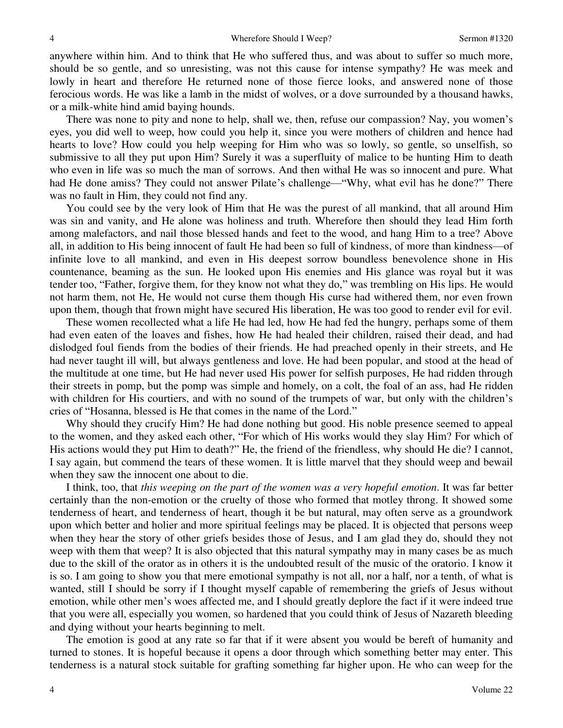anywhere within him. And to think that He who suffered thus, and was about to suffer so much more, should be so gentle, and so unresisting, was not this cause for intense sympathy? He was meek and lowly in heart and therefore He returned none of those fierce looks, and answered none of those ferocious words. He was like a lamb in the midst of wolves, or a dove surrounded by a thousand hawks, or a milk-white hind amid baying hounds.

There was none to pity and none to help, shall we, then, refuse our compassion? Nay, you women's eyes, you did well to weep, how could you help it, since you were mothers of children and hence had hearts to love? How could you help weeping for Him who was so lowly, so gentle, so unselfish, so submissive to all they put upon Him? Surely it was a superfluity of malice to be hunting Him to death who even in life was so much the man of sorrows. And then withal He was so innocent and pure. What had He done amiss? They could not answer Pilate's challenge—"Why, what evil has he done?" There was no fault in Him, they could not find any.

You could see by the very look of Him that He was the purest of all mankind, that all around Him was sin and vanity, and He alone was holiness and truth. Wherefore then should they lead Him forth among malefactors, and nail those blessed hands and feet to the wood, and hang Him to a tree? Above all, in addition to His being innocent of fault He had been so full of kindness, of more than kindness—of infinite love to all mankind, and even in His deepest sorrow boundless benevolence shone in His countenance, beaming as the sun. He looked upon His enemies and His glance was royal but it was tender too, "Father, forgive them, for they know not what they do," was trembling on His lips. He would not harm them, not He, He would not curse them though His curse had withered them, nor even frown upon them, though that frown might have secured His liberation, He was too good to render evil for evil.

These women recollected what a life He had led, how He had fed the hungry, perhaps some of them had even eaten of the loaves and fishes, how He had healed their children, raised their dead, and had dislodged foul fiends from the bodies of their friends. He had preached openly in their streets, and He had never taught ill will, but always gentleness and love. He had been popular, and stood at the head of the multitude at one time, but He had never used His power for selfish purposes, He had ridden through their streets in pomp, but the pomp was simple and homely, on a colt, the foal of an ass, had He ridden with children for His courtiers, and with no sound of the trumpets of war, but only with the children's cries of "Hosanna, blessed is He that comes in the name of the Lord."

Why should they crucify Him? He had done nothing but good. His noble presence seemed to appeal to the women, and they asked each other, "For which of His works would they slay Him? For which of His actions would they put Him to death?" He, the friend of the friendless, why should He die? I cannot, I say again, but commend the tears of these women. It is little marvel that they should weep and bewail when they saw the innocent one about to die.

I think, too, that *this weeping on the part of the women was a very hopeful emotion*. It was far better certainly than the non-emotion or the cruelty of those who formed that motley throng. It showed some tenderness of heart, and tenderness of heart, though it be but natural, may often serve as a groundwork upon which better and holier and more spiritual feelings may be placed. It is objected that persons weep when they hear the story of other griefs besides those of Jesus, and I am glad they do, should they not weep with them that weep? It is also objected that this natural sympathy may in many cases be as much due to the skill of the orator as in others it is the undoubted result of the music of the oratorio. I know it is so. I am going to show you that mere emotional sympathy is not all, nor a half, nor a tenth, of what is wanted, still I should be sorry if I thought myself capable of remembering the griefs of Jesus without emotion, while other men's woes affected me, and I should greatly deplore the fact if it were indeed true that you were all, especially you women, so hardened that you could think of Jesus of Nazareth bleeding and dying without your hearts beginning to melt.

The emotion is good at any rate so far that if it were absent you would be bereft of humanity and turned to stones. It is hopeful because it opens a door through which something better may enter. This tenderness is a natural stock suitable for grafting something far higher upon. He who can weep for the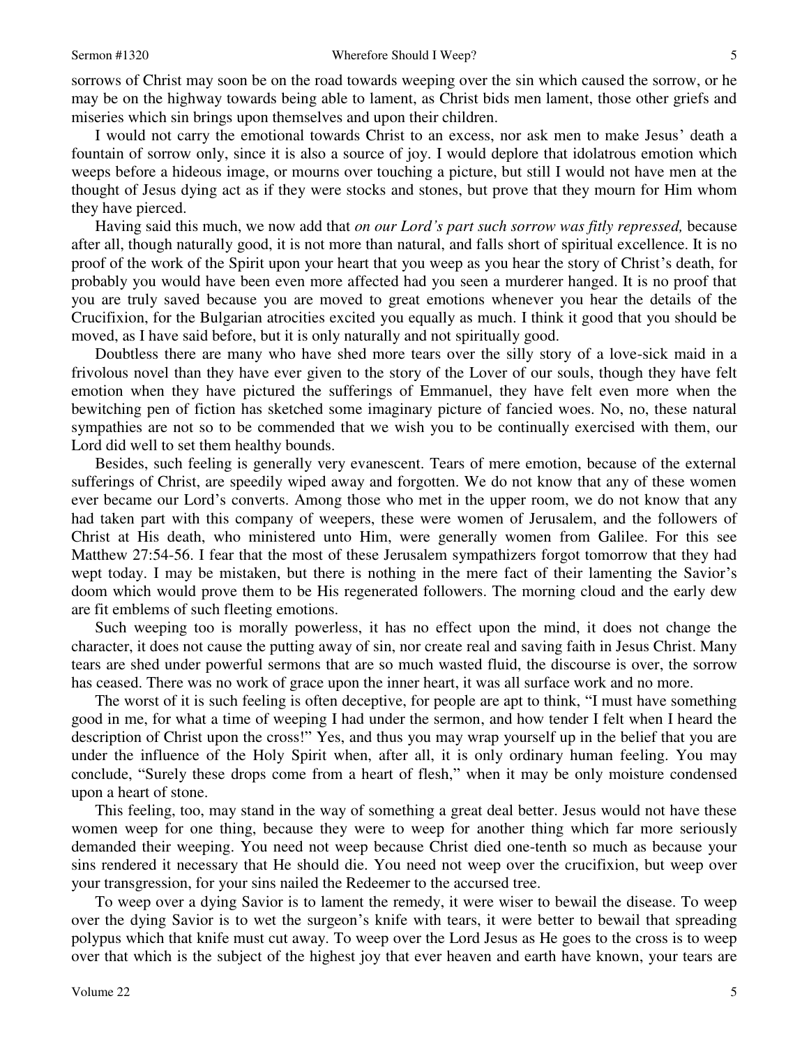sorrows of Christ may soon be on the road towards weeping over the sin which caused the sorrow, or he may be on the highway towards being able to lament, as Christ bids men lament, those other griefs and miseries which sin brings upon themselves and upon their children.

I would not carry the emotional towards Christ to an excess, nor ask men to make Jesus' death a fountain of sorrow only, since it is also a source of joy. I would deplore that idolatrous emotion which weeps before a hideous image, or mourns over touching a picture, but still I would not have men at the thought of Jesus dying act as if they were stocks and stones, but prove that they mourn for Him whom they have pierced.

Having said this much, we now add that *on our Lord's part such sorrow was fitly repressed,* because after all, though naturally good, it is not more than natural, and falls short of spiritual excellence. It is no proof of the work of the Spirit upon your heart that you weep as you hear the story of Christ's death, for probably you would have been even more affected had you seen a murderer hanged. It is no proof that you are truly saved because you are moved to great emotions whenever you hear the details of the Crucifixion, for the Bulgarian atrocities excited you equally as much. I think it good that you should be moved, as I have said before, but it is only naturally and not spiritually good.

Doubtless there are many who have shed more tears over the silly story of a love-sick maid in a frivolous novel than they have ever given to the story of the Lover of our souls, though they have felt emotion when they have pictured the sufferings of Emmanuel, they have felt even more when the bewitching pen of fiction has sketched some imaginary picture of fancied woes. No, no, these natural sympathies are not so to be commended that we wish you to be continually exercised with them, our Lord did well to set them healthy bounds.

Besides, such feeling is generally very evanescent. Tears of mere emotion, because of the external sufferings of Christ, are speedily wiped away and forgotten. We do not know that any of these women ever became our Lord's converts. Among those who met in the upper room, we do not know that any had taken part with this company of weepers, these were women of Jerusalem, and the followers of Christ at His death, who ministered unto Him, were generally women from Galilee. For this see Matthew 27:54-56. I fear that the most of these Jerusalem sympathizers forgot tomorrow that they had wept today. I may be mistaken, but there is nothing in the mere fact of their lamenting the Savior's doom which would prove them to be His regenerated followers. The morning cloud and the early dew are fit emblems of such fleeting emotions.

Such weeping too is morally powerless, it has no effect upon the mind, it does not change the character, it does not cause the putting away of sin, nor create real and saving faith in Jesus Christ. Many tears are shed under powerful sermons that are so much wasted fluid, the discourse is over, the sorrow has ceased. There was no work of grace upon the inner heart, it was all surface work and no more.

The worst of it is such feeling is often deceptive, for people are apt to think, "I must have something good in me, for what a time of weeping I had under the sermon, and how tender I felt when I heard the description of Christ upon the cross!" Yes, and thus you may wrap yourself up in the belief that you are under the influence of the Holy Spirit when, after all, it is only ordinary human feeling. You may conclude, "Surely these drops come from a heart of flesh," when it may be only moisture condensed upon a heart of stone.

This feeling, too, may stand in the way of something a great deal better. Jesus would not have these women weep for one thing, because they were to weep for another thing which far more seriously demanded their weeping. You need not weep because Christ died one-tenth so much as because your sins rendered it necessary that He should die. You need not weep over the crucifixion, but weep over your transgression, for your sins nailed the Redeemer to the accursed tree.

To weep over a dying Savior is to lament the remedy, it were wiser to bewail the disease. To weep over the dying Savior is to wet the surgeon's knife with tears, it were better to bewail that spreading polypus which that knife must cut away. To weep over the Lord Jesus as He goes to the cross is to weep over that which is the subject of the highest joy that ever heaven and earth have known, your tears are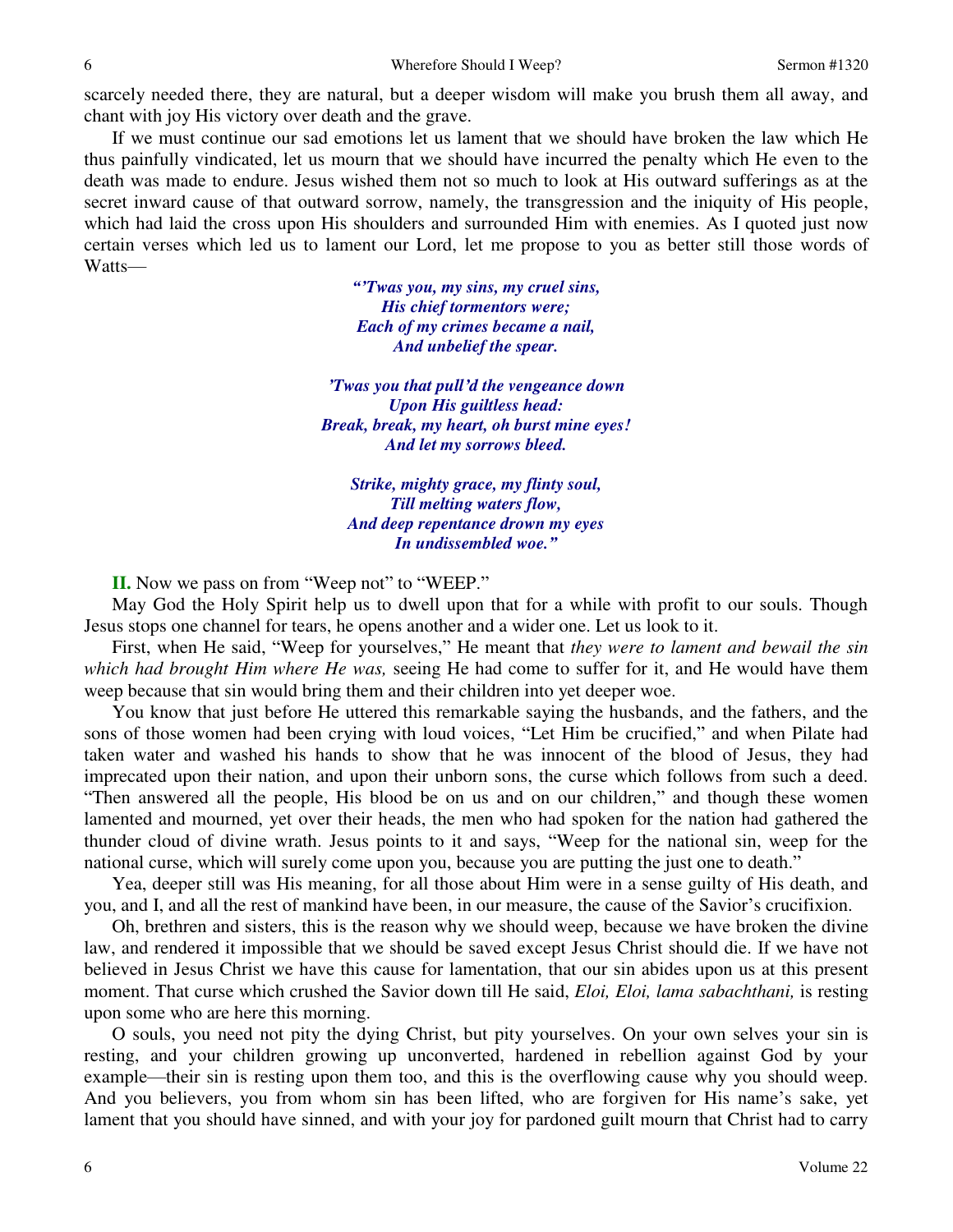scarcely needed there, they are natural, but a deeper wisdom will make you brush them all away, and chant with joy His victory over death and the grave.

If we must continue our sad emotions let us lament that we should have broken the law which He thus painfully vindicated, let us mourn that we should have incurred the penalty which He even to the death was made to endure. Jesus wished them not so much to look at His outward sufferings as at the secret inward cause of that outward sorrow, namely, the transgression and the iniquity of His people, which had laid the cross upon His shoulders and surrounded Him with enemies. As I quoted just now certain verses which led us to lament our Lord, let me propose to you as better still those words of Watts—

> ***"'Twas you, my sins, my cruel sins,***
> ***His chief tormentors were;***
> ***Each of my crimes became a nail,***
> ***And unbelief the spear.***
>
> ***'Twas you that pull'd the vengeance down***
> ***Upon His guiltless head:***
> ***Break, break, my heart, oh burst mine eyes!***
> ***And let my sorrows bleed.***
>
> ***Strike, mighty grace, my flinty soul,***
> ***Till melting waters flow,***
> ***And deep repentance drown my eyes***
> ***In undissembled woe."***

**II.** Now we pass on from "Weep not" to "WEEP."

May God the Holy Spirit help us to dwell upon that for a while with profit to our souls. Though Jesus stops one channel for tears, he opens another and a wider one. Let us look to it.

First, when He said, "Weep for yourselves," He meant that *they were to lament and bewail the sin which had brought Him where He was,* seeing He had come to suffer for it, and He would have them weep because that sin would bring them and their children into yet deeper woe.

You know that just before He uttered this remarkable saying the husbands, and the fathers, and the sons of those women had been crying with loud voices, "Let Him be crucified," and when Pilate had taken water and washed his hands to show that he was innocent of the blood of Jesus, they had imprecated upon their nation, and upon their unborn sons, the curse which follows from such a deed. "Then answered all the people, His blood be on us and on our children," and though these women lamented and mourned, yet over their heads, the men who had spoken for the nation had gathered the thunder cloud of divine wrath. Jesus points to it and says, "Weep for the national sin, weep for the national curse, which will surely come upon you, because you are putting the just one to death."

Yea, deeper still was His meaning, for all those about Him were in a sense guilty of His death, and you, and I, and all the rest of mankind have been, in our measure, the cause of the Savior's crucifixion.

Oh, brethren and sisters, this is the reason why we should weep, because we have broken the divine law, and rendered it impossible that we should be saved except Jesus Christ should die. If we have not believed in Jesus Christ we have this cause for lamentation, that our sin abides upon us at this present moment. That curse which crushed the Savior down till He said, *Eloi, Eloi, lama sabachthani,* is resting upon some who are here this morning.

O souls, you need not pity the dying Christ, but pity yourselves. On your own selves your sin is resting, and your children growing up unconverted, hardened in rebellion against God by your example—their sin is resting upon them too, and this is the overflowing cause why you should weep. And you believers, you from whom sin has been lifted, who are forgiven for His name's sake, yet lament that you should have sinned, and with your joy for pardoned guilt mourn that Christ had to carry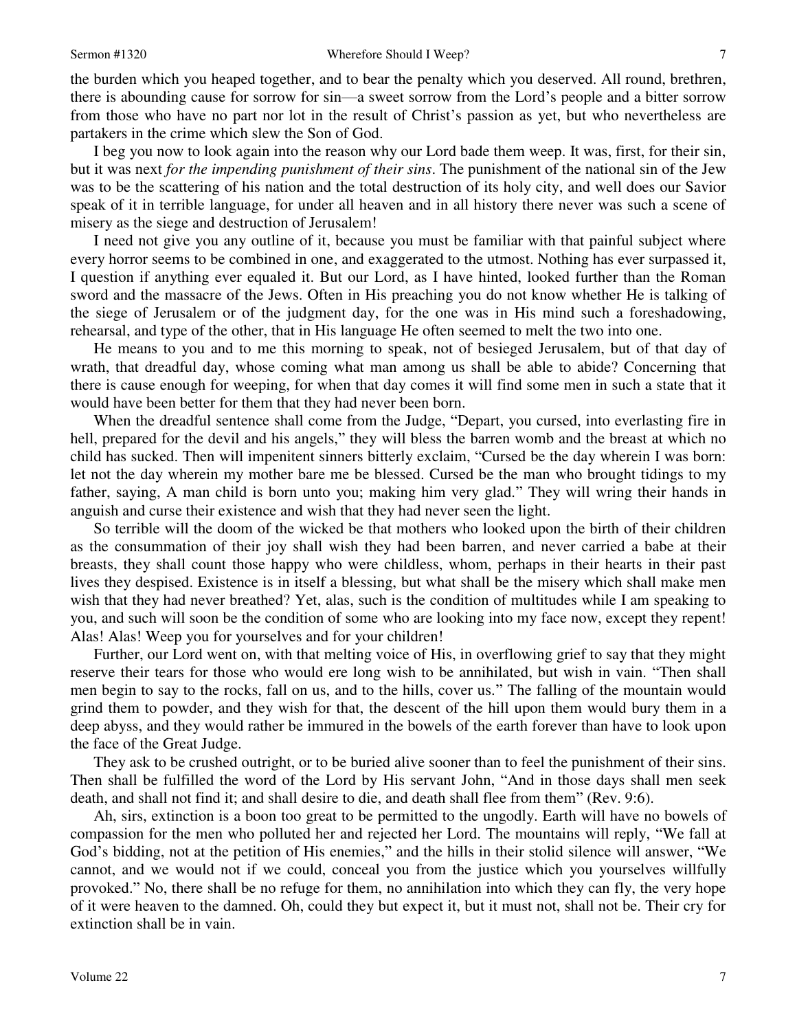the burden which you heaped together, and to bear the penalty which you deserved. All round, brethren, there is abounding cause for sorrow for sin—a sweet sorrow from the Lord's people and a bitter sorrow from those who have no part nor lot in the result of Christ's passion as yet, but who nevertheless are partakers in the crime which slew the Son of God.

I beg you now to look again into the reason why our Lord bade them weep. It was, first, for their sin, but it was next *for the impending punishment of their sins*. The punishment of the national sin of the Jew was to be the scattering of his nation and the total destruction of its holy city, and well does our Savior speak of it in terrible language, for under all heaven and in all history there never was such a scene of misery as the siege and destruction of Jerusalem!

I need not give you any outline of it, because you must be familiar with that painful subject where every horror seems to be combined in one, and exaggerated to the utmost. Nothing has ever surpassed it, I question if anything ever equaled it. But our Lord, as I have hinted, looked further than the Roman sword and the massacre of the Jews. Often in His preaching you do not know whether He is talking of the siege of Jerusalem or of the judgment day, for the one was in His mind such a foreshadowing, rehearsal, and type of the other, that in His language He often seemed to melt the two into one.

He means to you and to me this morning to speak, not of besieged Jerusalem, but of that day of wrath, that dreadful day, whose coming what man among us shall be able to abide? Concerning that there is cause enough for weeping, for when that day comes it will find some men in such a state that it would have been better for them that they had never been born.

When the dreadful sentence shall come from the Judge, "Depart, you cursed, into everlasting fire in hell, prepared for the devil and his angels," they will bless the barren womb and the breast at which no child has sucked. Then will impenitent sinners bitterly exclaim, "Cursed be the day wherein I was born: let not the day wherein my mother bare me be blessed. Cursed be the man who brought tidings to my father, saying, A man child is born unto you; making him very glad." They will wring their hands in anguish and curse their existence and wish that they had never seen the light.

So terrible will the doom of the wicked be that mothers who looked upon the birth of their children as the consummation of their joy shall wish they had been barren, and never carried a babe at their breasts, they shall count those happy who were childless, whom, perhaps in their hearts in their past lives they despised. Existence is in itself a blessing, but what shall be the misery which shall make men wish that they had never breathed? Yet, alas, such is the condition of multitudes while I am speaking to you, and such will soon be the condition of some who are looking into my face now, except they repent! Alas! Alas! Weep you for yourselves and for your children!

Further, our Lord went on, with that melting voice of His, in overflowing grief to say that they might reserve their tears for those who would ere long wish to be annihilated, but wish in vain. "Then shall men begin to say to the rocks, fall on us, and to the hills, cover us." The falling of the mountain would grind them to powder, and they wish for that, the descent of the hill upon them would bury them in a deep abyss, and they would rather be immured in the bowels of the earth forever than have to look upon the face of the Great Judge.

They ask to be crushed outright, or to be buried alive sooner than to feel the punishment of their sins. Then shall be fulfilled the word of the Lord by His servant John, "And in those days shall men seek death, and shall not find it; and shall desire to die, and death shall flee from them" (Rev. 9:6).

Ah, sirs, extinction is a boon too great to be permitted to the ungodly. Earth will have no bowels of compassion for the men who polluted her and rejected her Lord. The mountains will reply, "We fall at God's bidding, not at the petition of His enemies," and the hills in their stolid silence will answer, "We cannot, and we would not if we could, conceal you from the justice which you yourselves willfully provoked." No, there shall be no refuge for them, no annihilation into which they can fly, the very hope of it were heaven to the damned. Oh, could they but expect it, but it must not, shall not be. Their cry for extinction shall be in vain.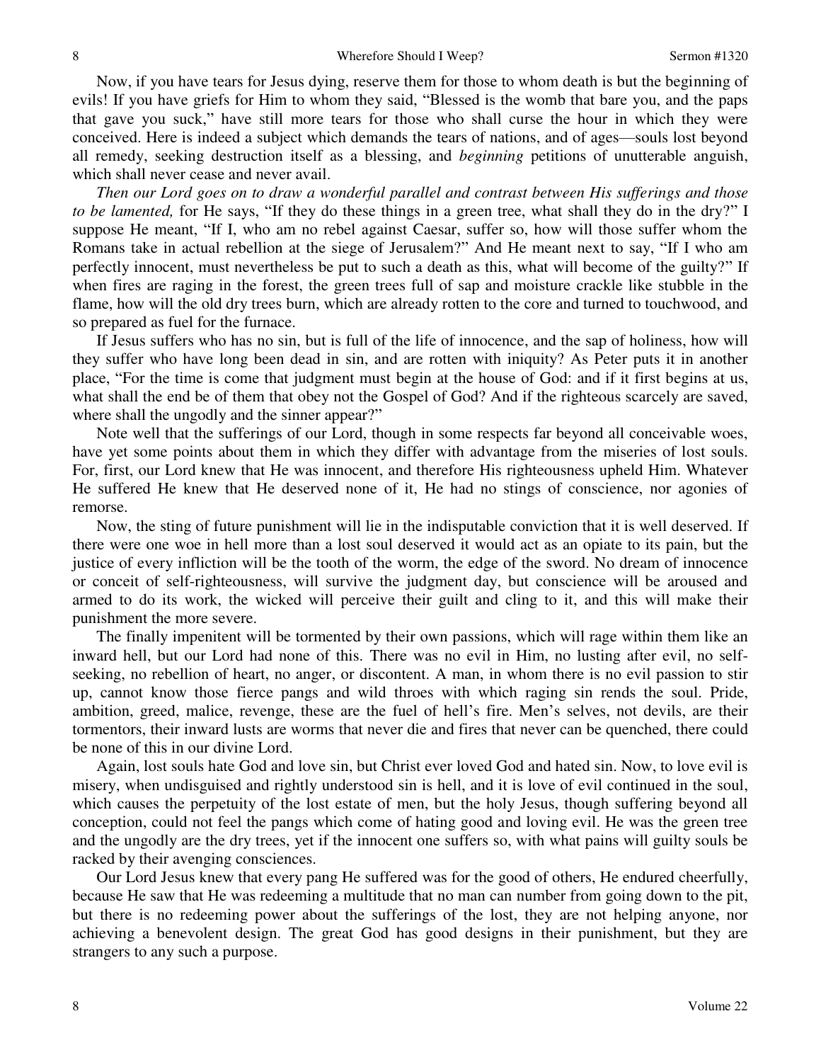Now, if you have tears for Jesus dying, reserve them for those to whom death is but the beginning of evils! If you have griefs for Him to whom they said, "Blessed is the womb that bare you, and the paps that gave you suck," have still more tears for those who shall curse the hour in which they were conceived. Here is indeed a subject which demands the tears of nations, and of ages—souls lost beyond all remedy, seeking destruction itself as a blessing, and *beginning* petitions of unutterable anguish, which shall never cease and never avail.

*Then our Lord goes on to draw a wonderful parallel and contrast between His sufferings and those to be lamented,* for He says, "If they do these things in a green tree, what shall they do in the dry?" I suppose He meant, "If I, who am no rebel against Caesar, suffer so, how will those suffer whom the Romans take in actual rebellion at the siege of Jerusalem?" And He meant next to say, "If I who am perfectly innocent, must nevertheless be put to such a death as this, what will become of the guilty?" If when fires are raging in the forest, the green trees full of sap and moisture crackle like stubble in the flame, how will the old dry trees burn, which are already rotten to the core and turned to touchwood, and so prepared as fuel for the furnace.

If Jesus suffers who has no sin, but is full of the life of innocence, and the sap of holiness, how will they suffer who have long been dead in sin, and are rotten with iniquity? As Peter puts it in another place, "For the time is come that judgment must begin at the house of God: and if it first begins at us, what shall the end be of them that obey not the Gospel of God? And if the righteous scarcely are saved, where shall the ungodly and the sinner appear?"

Note well that the sufferings of our Lord, though in some respects far beyond all conceivable woes, have yet some points about them in which they differ with advantage from the miseries of lost souls. For, first, our Lord knew that He was innocent, and therefore His righteousness upheld Him. Whatever He suffered He knew that He deserved none of it, He had no stings of conscience, nor agonies of remorse.

Now, the sting of future punishment will lie in the indisputable conviction that it is well deserved. If there were one woe in hell more than a lost soul deserved it would act as an opiate to its pain, but the justice of every infliction will be the tooth of the worm, the edge of the sword. No dream of innocence or conceit of self-righteousness, will survive the judgment day, but conscience will be aroused and armed to do its work, the wicked will perceive their guilt and cling to it, and this will make their punishment the more severe.

The finally impenitent will be tormented by their own passions, which will rage within them like an inward hell, but our Lord had none of this. There was no evil in Him, no lusting after evil, no self-seeking, no rebellion of heart, no anger, or discontent. A man, in whom there is no evil passion to stir up, cannot know those fierce pangs and wild throes with which raging sin rends the soul. Pride, ambition, greed, malice, revenge, these are the fuel of hell's fire. Men's selves, not devils, are their tormentors, their inward lusts are worms that never die and fires that never can be quenched, there could be none of this in our divine Lord.

Again, lost souls hate God and love sin, but Christ ever loved God and hated sin. Now, to love evil is misery, when undisguised and rightly understood sin is hell, and it is love of evil continued in the soul, which causes the perpetuity of the lost estate of men, but the holy Jesus, though suffering beyond all conception, could not feel the pangs which come of hating good and loving evil. He was the green tree and the ungodly are the dry trees, yet if the innocent one suffers so, with what pains will guilty souls be racked by their avenging consciences.

Our Lord Jesus knew that every pang He suffered was for the good of others, He endured cheerfully, because He saw that He was redeeming a multitude that no man can number from going down to the pit, but there is no redeeming power about the sufferings of the lost, they are not helping anyone, nor achieving a benevolent design. The great God has good designs in their punishment, but they are strangers to any such a purpose.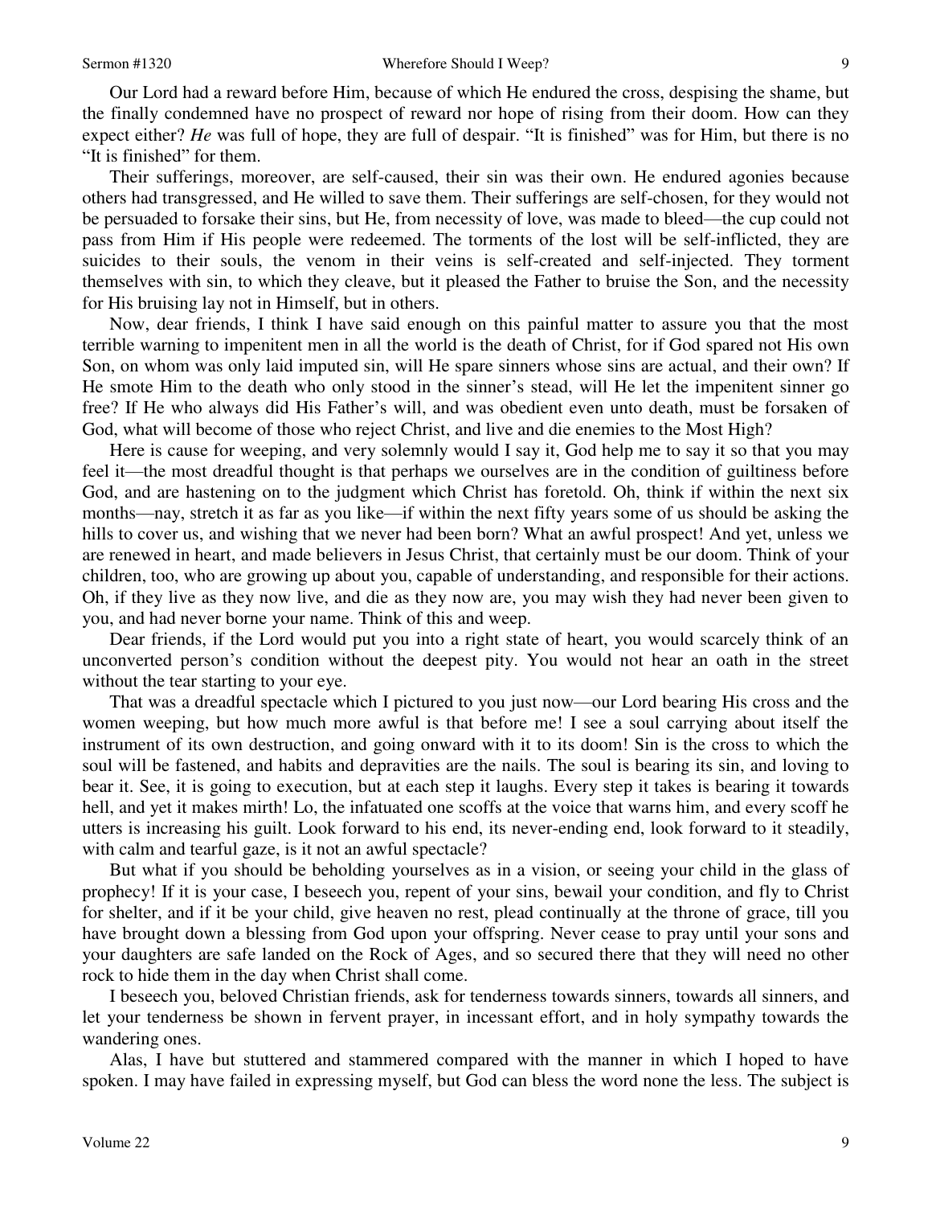Our Lord had a reward before Him, because of which He endured the cross, despising the shame, but the finally condemned have no prospect of reward nor hope of rising from their doom. How can they expect either? *He* was full of hope, they are full of despair. "It is finished" was for Him, but there is no "It is finished" for them.

Their sufferings, moreover, are self-caused, their sin was their own. He endured agonies because others had transgressed, and He willed to save them. Their sufferings are self-chosen, for they would not be persuaded to forsake their sins, but He, from necessity of love, was made to bleed—the cup could not pass from Him if His people were redeemed. The torments of the lost will be self-inflicted, they are suicides to their souls, the venom in their veins is self-created and self-injected. They torment themselves with sin, to which they cleave, but it pleased the Father to bruise the Son, and the necessity for His bruising lay not in Himself, but in others.

Now, dear friends, I think I have said enough on this painful matter to assure you that the most terrible warning to impenitent men in all the world is the death of Christ, for if God spared not His own Son, on whom was only laid imputed sin, will He spare sinners whose sins are actual, and their own? If He smote Him to the death who only stood in the sinner's stead, will He let the impenitent sinner go free? If He who always did His Father's will, and was obedient even unto death, must be forsaken of God, what will become of those who reject Christ, and live and die enemies to the Most High?

Here is cause for weeping, and very solemnly would I say it, God help me to say it so that you may feel it—the most dreadful thought is that perhaps we ourselves are in the condition of guiltiness before God, and are hastening on to the judgment which Christ has foretold. Oh, think if within the next six months—nay, stretch it as far as you like—if within the next fifty years some of us should be asking the hills to cover us, and wishing that we never had been born? What an awful prospect! And yet, unless we are renewed in heart, and made believers in Jesus Christ, that certainly must be our doom. Think of your children, too, who are growing up about you, capable of understanding, and responsible for their actions. Oh, if they live as they now live, and die as they now are, you may wish they had never been given to you, and had never borne your name. Think of this and weep.

Dear friends, if the Lord would put you into a right state of heart, you would scarcely think of an unconverted person's condition without the deepest pity. You would not hear an oath in the street without the tear starting to your eye.

That was a dreadful spectacle which I pictured to you just now—our Lord bearing His cross and the women weeping, but how much more awful is that before me! I see a soul carrying about itself the instrument of its own destruction, and going onward with it to its doom! Sin is the cross to which the soul will be fastened, and habits and depravities are the nails. The soul is bearing its sin, and loving to bear it. See, it is going to execution, but at each step it laughs. Every step it takes is bearing it towards hell, and yet it makes mirth! Lo, the infatuated one scoffs at the voice that warns him, and every scoff he utters is increasing his guilt. Look forward to his end, its never-ending end, look forward to it steadily, with calm and tearful gaze, is it not an awful spectacle?

But what if you should be beholding yourselves as in a vision, or seeing your child in the glass of prophecy! If it is your case, I beseech you, repent of your sins, bewail your condition, and fly to Christ for shelter, and if it be your child, give heaven no rest, plead continually at the throne of grace, till you have brought down a blessing from God upon your offspring. Never cease to pray until your sons and your daughters are safe landed on the Rock of Ages, and so secured there that they will need no other rock to hide them in the day when Christ shall come.

I beseech you, beloved Christian friends, ask for tenderness towards sinners, towards all sinners, and let your tenderness be shown in fervent prayer, in incessant effort, and in holy sympathy towards the wandering ones.

Alas, I have but stuttered and stammered compared with the manner in which I hoped to have spoken. I may have failed in expressing myself, but God can bless the word none the less. The subject is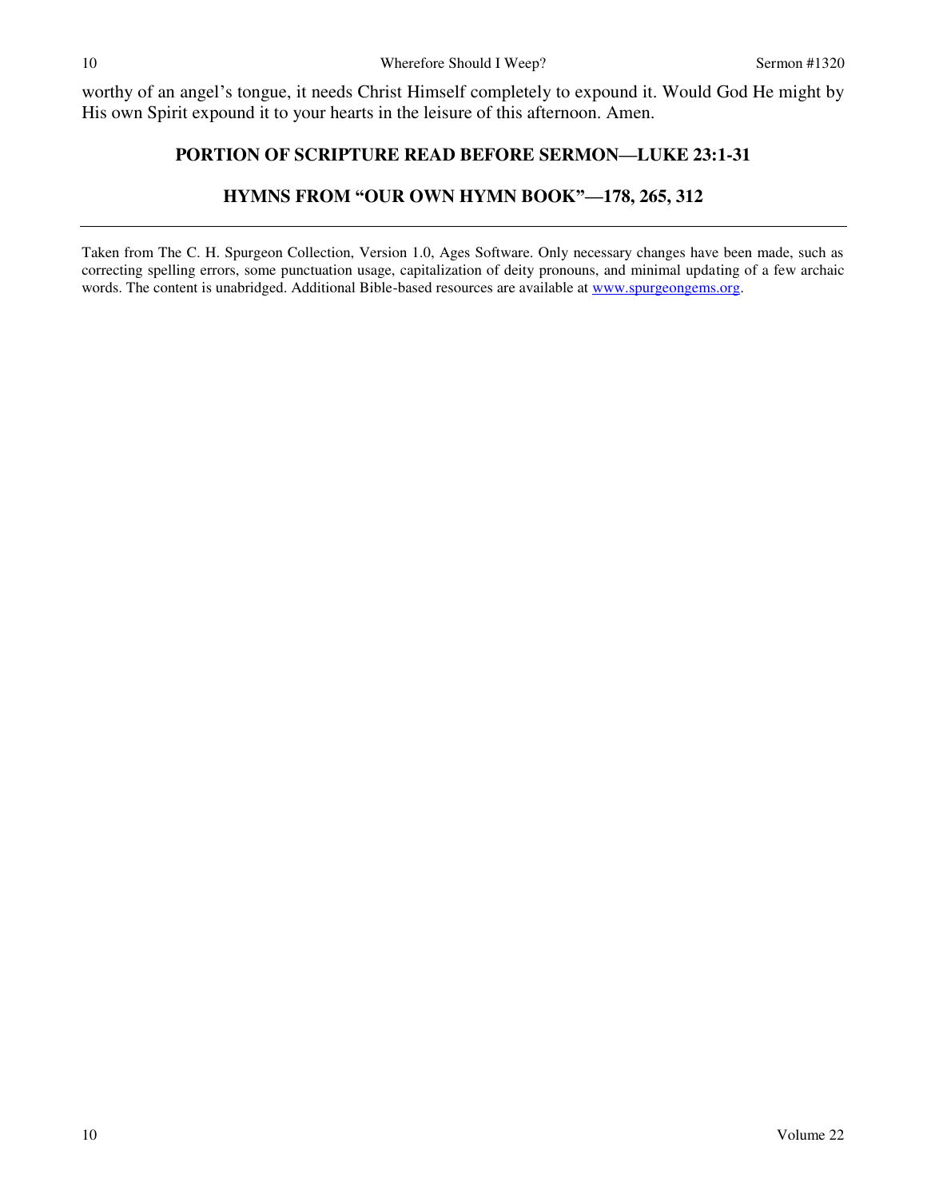worthy of an angel's tongue, it needs Christ Himself completely to expound it. Would God He might by His own Spirit expound it to your hearts in the leisure of this afternoon. Amen.

## PORTION OF SCRIPTURE READ BEFORE SERMON—LUKE 23:1-31

## HYMNS FROM "OUR OWN HYMN BOOK"—178, 265, 312

---

Taken from The C. H. Spurgeon Collection, Version 1.0, Ages Software. Only necessary changes have been made, such as correcting spelling errors, some punctuation usage, capitalization of deity pronouns, and minimal updating of a few archaic words. The content is unabridged. Additional Bible-based resources are available at www.spurgeongems.org.